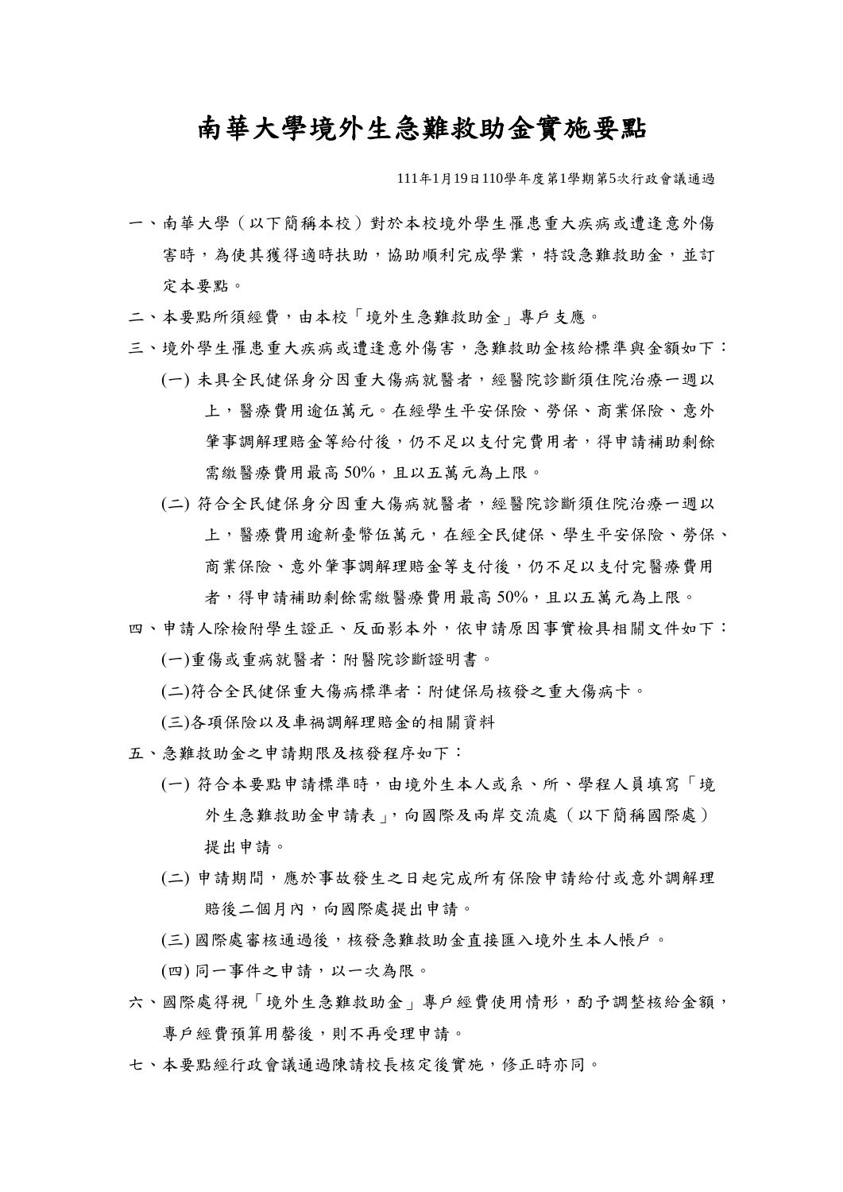# 南華大學境外生急難救助金實施要點

111年1月19日110學年度第1學期第5次行政會議通過

一、南華大學（以下簡稱本校）對於本校境外學生罹患重大疾病或遭逢意外傷害時，為使其獲得適時扶助，協助順利完成學業，特設急難救助金，並訂定本要點。

二、本要點所須經費，由本校「境外生急難救助金」專戶支應。

三、境外學生罹患重大疾病或遭逢意外傷害，急難救助金核給標準與金額如下：

(一) 未具全民健保身分因重大傷病就醫者，經醫院診斷須住院治療一週以上，醫療費用逾伍萬元。在經學生平安保險、勞保、商業保險、意外肇事調解理賠金等給付後，仍不足以支付完費用者，得申請補助剩餘需繳醫療費用最高50%，且以五萬元為上限。

(二) 符合全民健保身分因重大傷病就醫者，經醫院診斷須住院治療一週以上，醫療費用逾新臺幣伍萬元，在經全民健保、學生平安保險、勞保、商業保險、意外肇事調解理賠金等支付後，仍不足以支付完醫療費用者，得申請補助剩餘需繳醫療費用最高50%，且以五萬元為上限。

四、申請人除檢附學生證正、反面影本外，依申請原因事實檢具相關文件如下：

(一)重傷或重病就醫者：附醫院診斷證明書。

(二)符合全民健保重大傷病標準者：附健保局核發之重大傷病卡。

(三)各項保險以及車禍調解理賠金的相關資料

五、急難救助金之申請期限及核發程序如下：

(一) 符合本要點申請標準時，由境外生本人或系、所、學程人員填寫「境外生急難救助金申請表」，向國際及兩岸交流處（以下簡稱國際處）提出申請。

(二) 申請期間，應於事故發生之日起完成所有保險申請給付或意外調解理賠後二個月內，向國際處提出申請。

(三) 國際處審核通過後，核發急難救助金直接匯入境外生本人帳戶。

(四) 同一事件之申請，以一次為限。

六、國際處得視「境外生急難救助金」專戶經費使用情形，酌予調整核給金額，專戶經費預算用罄後，則不再受理申請。

七、本要點經行政會議通過陳請校長核定後實施，修正時亦同。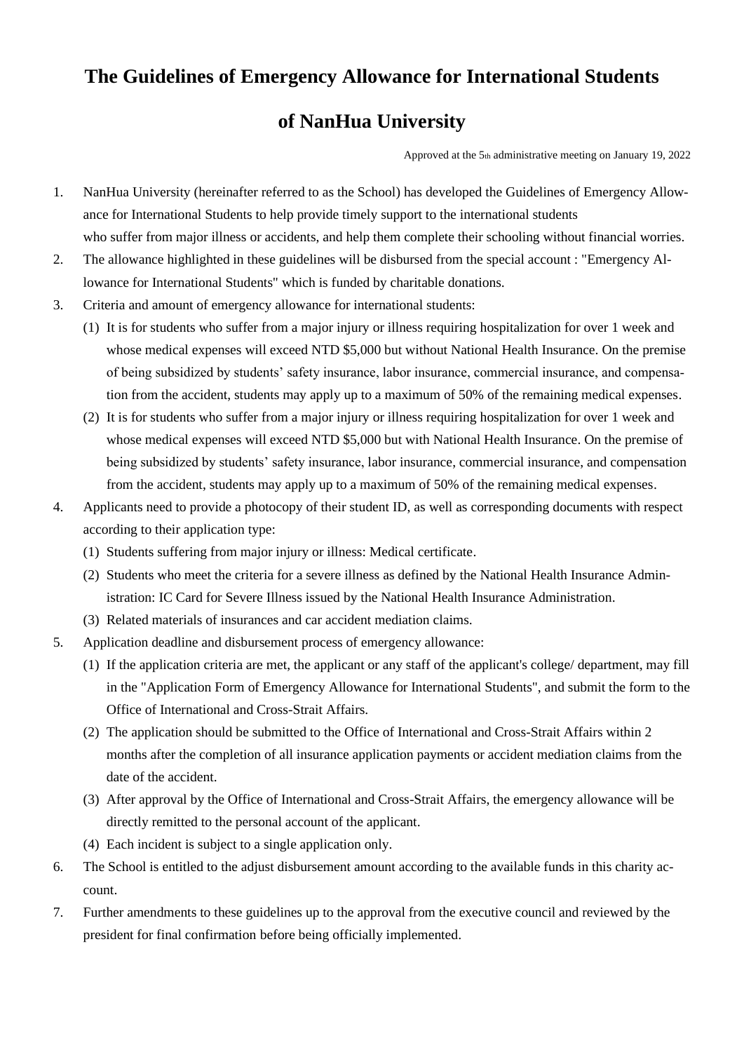# The Guidelines of Emergency Allowance for International Students of NanHua University

Approved at the 5th administrative meeting on January 19, 2022

1. NanHua University (hereinafter referred to as the School) has developed the Guidelines of Emergency Allowance for International Students to help provide timely support to the international students who suffer from major illness or accidents, and help them complete their schooling without financial worries.
2. The allowance highlighted in these guidelines will be disbursed from the special account : "Emergency Allowance for International Students" which is funded by charitable donations.
3. Criteria and amount of emergency allowance for international students:
   (1) It is for students who suffer from a major injury or illness requiring hospitalization for over 1 week and whose medical expenses will exceed NTD $5,000 but without National Health Insurance. On the premise of being subsidized by students' safety insurance, labor insurance, commercial insurance, and compensation from the accident, students may apply up to a maximum of 50% of the remaining medical expenses.
   (2) It is for students who suffer from a major injury or illness requiring hospitalization for over 1 week and whose medical expenses will exceed NTD $5,000 but with National Health Insurance. On the premise of being subsidized by students' safety insurance, labor insurance, commercial insurance, and compensation from the accident, students may apply up to a maximum of 50% of the remaining medical expenses.
4. Applicants need to provide a photocopy of their student ID, as well as corresponding documents with respect according to their application type:
   (1) Students suffering from major injury or illness: Medical certificate.
   (2) Students who meet the criteria for a severe illness as defined by the National Health Insurance Administration: IC Card for Severe Illness issued by the National Health Insurance Administration.
   (3) Related materials of insurances and car accident mediation claims.
5. Application deadline and disbursement process of emergency allowance:
   (1) If the application criteria are met, the applicant or any staff of the applicant's college/ department, may fill in the "Application Form of Emergency Allowance for International Students", and submit the form to the Office of International and Cross-Strait Affairs.
   (2) The application should be submitted to the Office of International and Cross-Strait Affairs within 2 months after the completion of all insurance application payments or accident mediation claims from the date of the accident.
   (3) After approval by the Office of International and Cross-Strait Affairs, the emergency allowance will be directly remitted to the personal account of the applicant.
   (4) Each incident is subject to a single application only.
6. The School is entitled to the adjust disbursement amount according to the available funds in this charity account.
7. Further amendments to these guidelines up to the approval from the executive council and reviewed by the president for final confirmation before being officially implemented.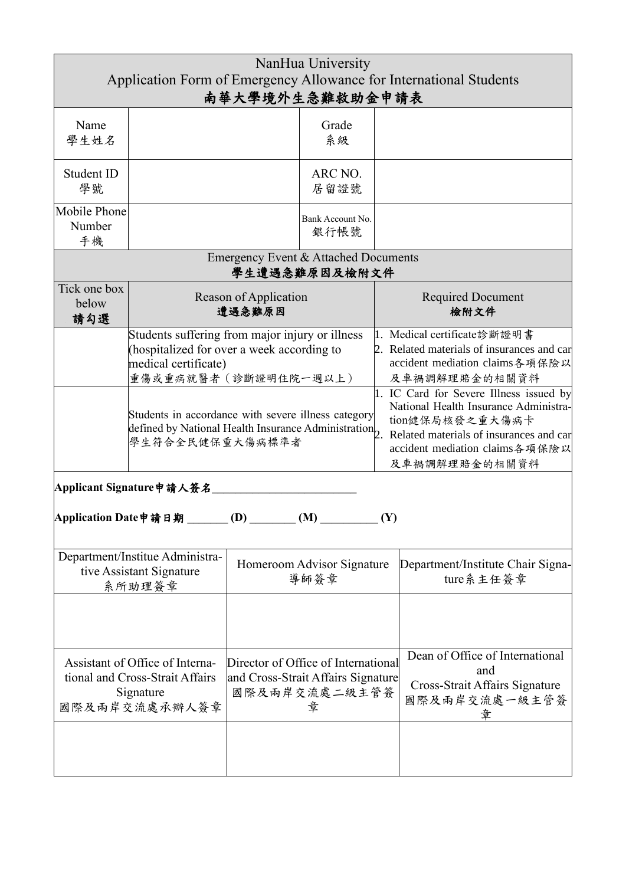# NanHua University
# Application Form of Emergency Allowance for International Students
# 南華大學境外生急難救助金申請表

| | | | |
|---|---|---|---|
| Name 學生姓名 | | Grade 系級 | |
| Student ID 學號 | | ARC NO. 居留證號 | |
| Mobile Phone Number 手機 | | Bank Account No. 銀行帳號 | |

**Emergency Event & Attached Documents 學生遭遇急難原因及檢附文件**

| Tick one box below **請勾選** | Reason of Application **遭遇急難原因** | Required Document **檢附文件** |
|---|---|---|
| | Students suffering from major injury or illness (hospitalized for over a week according to medical certificate) 重傷或重病就醫者（診斷證明住院一週以上） | 1. Medical certificate診斷證明書<br>2. Related materials of insurances and car accident mediation claims各項保險以及車禍調解理賠金的相關資料 |
| | Students in accordance with severe illness category defined by National Health Insurance Administration 學生符合全民健保重大傷病標準者 | 1. IC Card for Severe Illness issued by National Health Insurance Administration健保局核發之重大傷病卡<br>2. Related materials of insurances and car accident mediation claims各項保險以及車禍調解理賠金的相關資料 |

**Applicant Signature申請人簽名_________________________**

**Application Date申請日期 _______ (D) ________ (M) __________ (Y)**

| Department/Institue Administrative Assistant Signature 系所助理簽章 | Homeroom Advisor Signature 導師簽章 | Department/Institute Chair Signature系主任簽章 |
|---|---|---|
| | | |
| Assistant of Office of International and Cross-Strait Affairs Signature 國際及兩岸交流處承辦人簽章 | Director of Office of International and Cross-Strait Affairs Signature 國際及兩岸交流處二級主管簽章 | Dean of Office of International and Cross-Strait Affairs Signature 國際及兩岸交流處一級主管簽章 |
| | | |